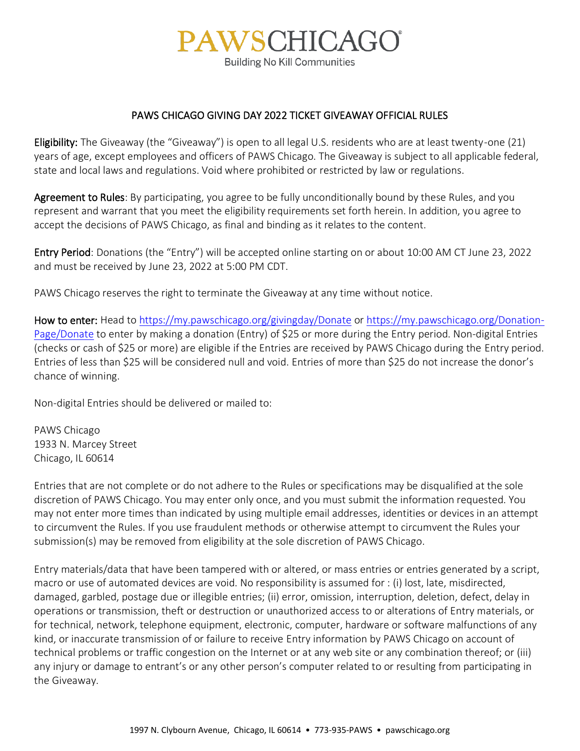PAWSCHICAGO®

Building No Kill Communities

# PAWS CHICAGO GIVING DAY 2022 TICKET GIVEAWAY OFFICIAL RULES

**Eligibility:** The Giveaway (the "Giveaway") is open to all legal U.S. residents who are at least twenty-one (21) years of age, except employees and officers of PAWS Chicago. The Giveaway is subject to all applicable federal, state and local laws and regulations. Void where prohibited or restricted by law or regulations.

**Agreement to Rules**: By participating, you agree to be fully unconditionally bound by these Rules, and you represent and warrant that you meet the eligibility requirements set forth herein. In addition, you agree to accept the decisions of PAWS Chicago, as final and binding as it relates to the content.

**Entry Period**: Donations (the "Entry") will be accepted online starting on or about 10:00 AM CT June 23, 2022 and must be received by June 23, 2022 at 5:00 PM CDT.

PAWS Chicago reserves the right to terminate the Giveaway at any time without notice.

**How to enter:** Head to https://my.pawschicago.org/givingday/Donate or https://my.pawschicago.org/Donation-Page/Donate to enter by making a donation (Entry) of $25 or more during the Entry period. Non-digital Entries (checks or cash of $25 or more) are eligible if the Entries are received by PAWS Chicago during the Entry period. Entries of less than $25 will be considered null and void. Entries of more than $25 do not increase the donor's chance of winning.

Non-digital Entries should be delivered or mailed to:

PAWS Chicago
1933 N. Marcey Street
Chicago, IL 60614

Entries that are not complete or do not adhere to the Rules or specifications may be disqualified at the sole discretion of PAWS Chicago. You may enter only once, and you must submit the information requested. You may not enter more times than indicated by using multiple email addresses, identities or devices in an attempt to circumvent the Rules. If you use fraudulent methods or otherwise attempt to circumvent the Rules your submission(s) may be removed from eligibility at the sole discretion of PAWS Chicago.

Entry materials/data that have been tampered with or altered, or mass entries or entries generated by a script, macro or use of automated devices are void. No responsibility is assumed for : (i) lost, late, misdirected, damaged, garbled, postage due or illegible entries; (ii) error, omission, interruption, deletion, defect, delay in operations or transmission, theft or destruction or unauthorized access to or alterations of Entry materials, or for technical, network, telephone equipment, electronic, computer, hardware or software malfunctions of any kind, or inaccurate transmission of or failure to receive Entry information by PAWS Chicago on account of technical problems or traffic congestion on the Internet or at any web site or any combination thereof; or (iii) any injury or damage to entrant's or any other person's computer related to or resulting from participating in the Giveaway.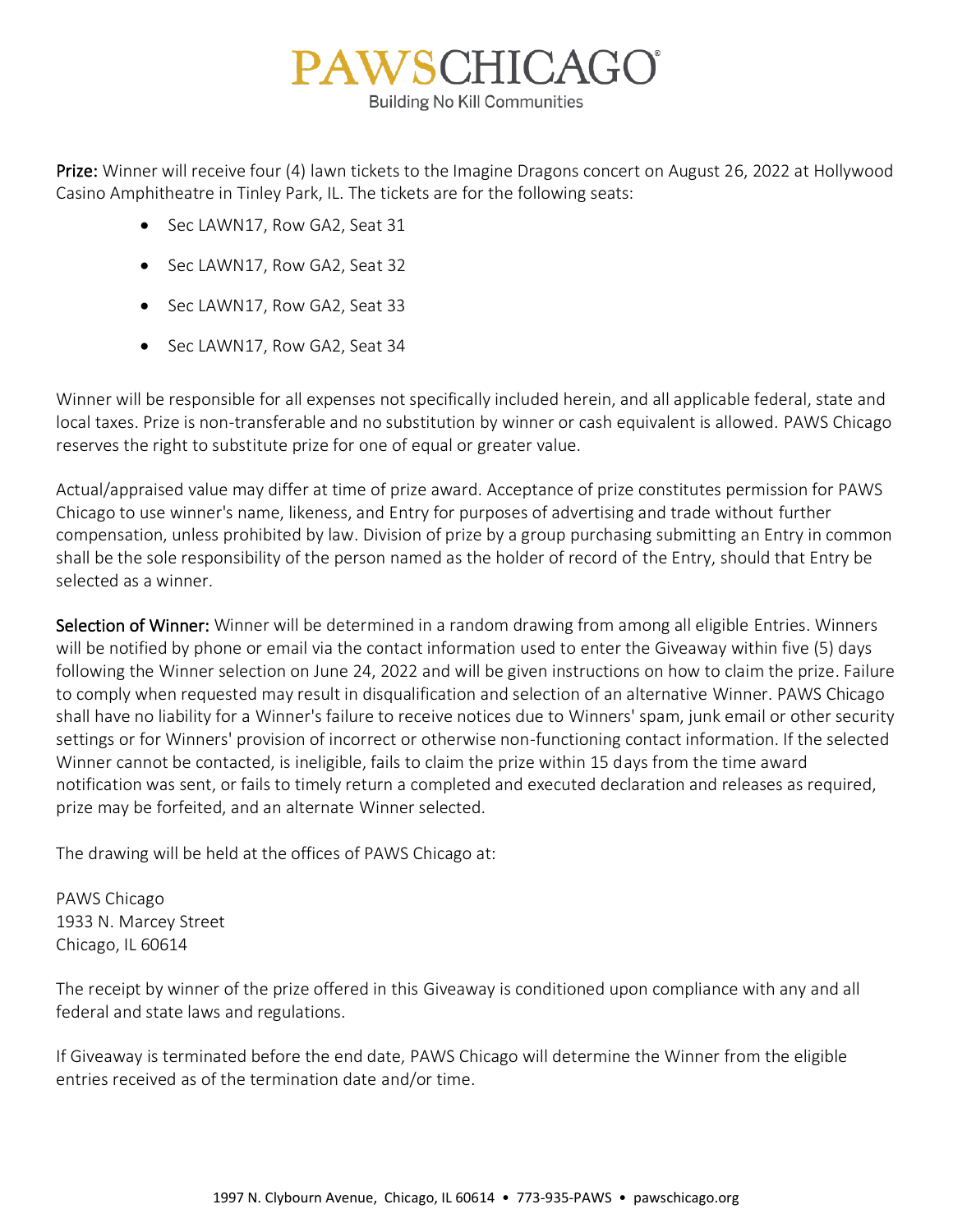**Prize:** Winner will receive four (4) lawn tickets to the Imagine Dragons concert on August 26, 2022 at Hollywood Casino Amphitheatre in Tinley Park, IL. The tickets are for the following seats:

- Sec LAWN17, Row GA2, Seat 31
- Sec LAWN17, Row GA2, Seat 32
- Sec LAWN17, Row GA2, Seat 33
- Sec LAWN17, Row GA2, Seat 34

Winner will be responsible for all expenses not specifically included herein, and all applicable federal, state and local taxes. Prize is non-transferable and no substitution by winner or cash equivalent is allowed. PAWS Chicago reserves the right to substitute prize for one of equal or greater value.

Actual/appraised value may differ at time of prize award. Acceptance of prize constitutes permission for PAWS Chicago to use winner's name, likeness, and Entry for purposes of advertising and trade without further compensation, unless prohibited by law. Division of prize by a group purchasing submitting an Entry in common shall be the sole responsibility of the person named as the holder of record of the Entry, should that Entry be selected as a winner.

**Selection of Winner:** Winner will be determined in a random drawing from among all eligible Entries. Winners will be notified by phone or email via the contact information used to enter the Giveaway within five (5) days following the Winner selection on June 24, 2022 and will be given instructions on how to claim the prize. Failure to comply when requested may result in disqualification and selection of an alternative Winner. PAWS Chicago shall have no liability for a Winner's failure to receive notices due to Winners' spam, junk email or other security settings or for Winners' provision of incorrect or otherwise non-functioning contact information. If the selected Winner cannot be contacted, is ineligible, fails to claim the prize within 15 days from the time award notification was sent, or fails to timely return a completed and executed declaration and releases as required, prize may be forfeited, and an alternate Winner selected.

The drawing will be held at the offices of PAWS Chicago at:

PAWS Chicago
1933 N. Marcey Street
Chicago, IL 60614

The receipt by winner of the prize offered in this Giveaway is conditioned upon compliance with any and all federal and state laws and regulations.

If Giveaway is terminated before the end date, PAWS Chicago will determine the Winner from the eligible entries received as of the termination date and/or time.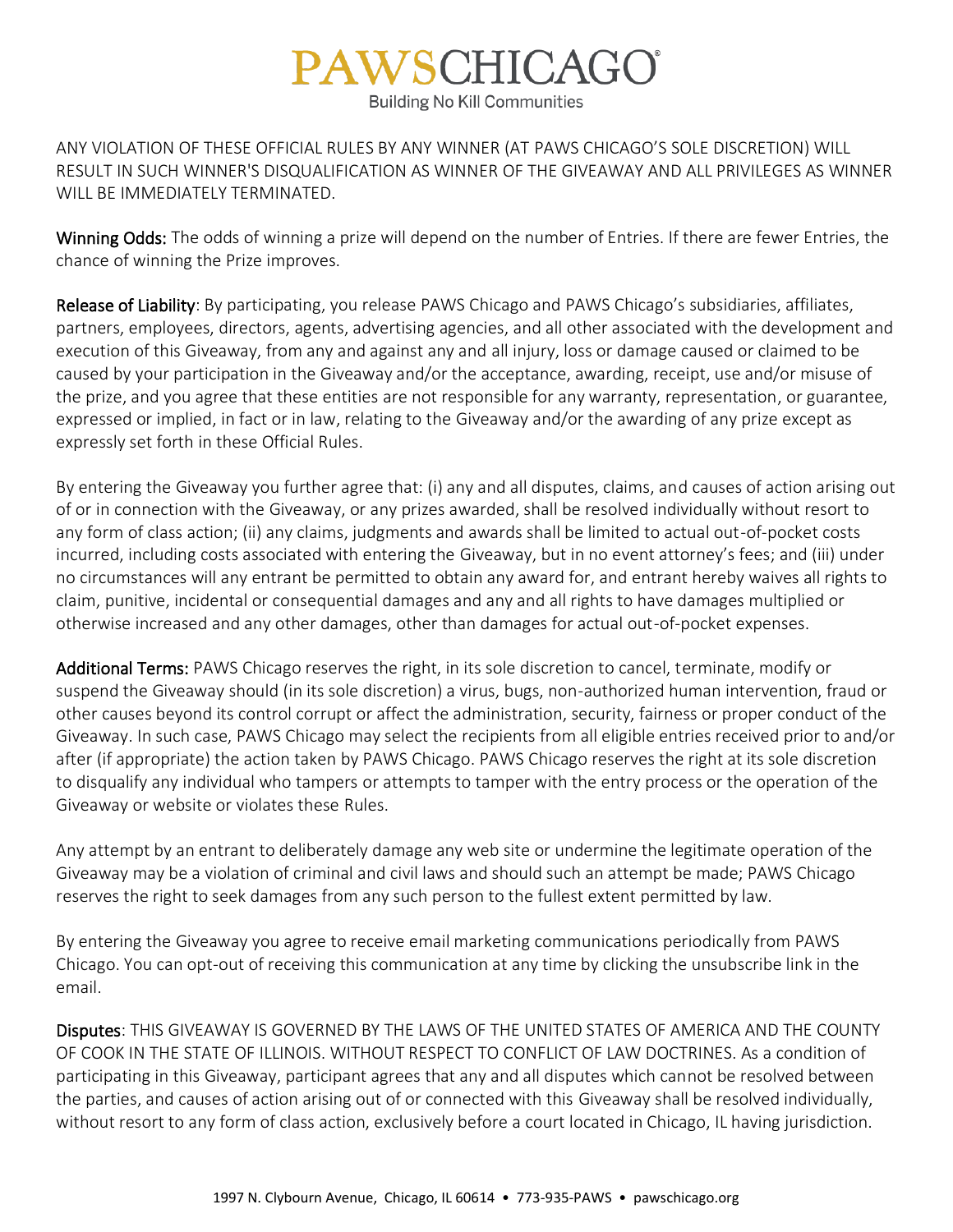ANY VIOLATION OF THESE OFFICIAL RULES BY ANY WINNER (AT PAWS CHICAGO'S SOLE DISCRETION) WILL RESULT IN SUCH WINNER'S DISQUALIFICATION AS WINNER OF THE GIVEAWAY AND ALL PRIVILEGES AS WINNER WILL BE IMMEDIATELY TERMINATED.

**Winning Odds:** The odds of winning a prize will depend on the number of Entries. If there are fewer Entries, the chance of winning the Prize improves.

**Release of Liability**: By participating, you release PAWS Chicago and PAWS Chicago's subsidiaries, affiliates, partners, employees, directors, agents, advertising agencies, and all other associated with the development and execution of this Giveaway, from any and against any and all injury, loss or damage caused or claimed to be caused by your participation in the Giveaway and/or the acceptance, awarding, receipt, use and/or misuse of the prize, and you agree that these entities are not responsible for any warranty, representation, or guarantee, expressed or implied, in fact or in law, relating to the Giveaway and/or the awarding of any prize except as expressly set forth in these Official Rules.

By entering the Giveaway you further agree that: (i) any and all disputes, claims, and causes of action arising out of or in connection with the Giveaway, or any prizes awarded, shall be resolved individually without resort to any form of class action; (ii) any claims, judgments and awards shall be limited to actual out-of-pocket costs incurred, including costs associated with entering the Giveaway, but in no event attorney's fees; and (iii) under no circumstances will any entrant be permitted to obtain any award for, and entrant hereby waives all rights to claim, punitive, incidental or consequential damages and any and all rights to have damages multiplied or otherwise increased and any other damages, other than damages for actual out-of-pocket expenses.

**Additional Terms:** PAWS Chicago reserves the right, in its sole discretion to cancel, terminate, modify or suspend the Giveaway should (in its sole discretion) a virus, bugs, non-authorized human intervention, fraud or other causes beyond its control corrupt or affect the administration, security, fairness or proper conduct of the Giveaway. In such case, PAWS Chicago may select the recipients from all eligible entries received prior to and/or after (if appropriate) the action taken by PAWS Chicago. PAWS Chicago reserves the right at its sole discretion to disqualify any individual who tampers or attempts to tamper with the entry process or the operation of the Giveaway or website or violates these Rules.

Any attempt by an entrant to deliberately damage any web site or undermine the legitimate operation of the Giveaway may be a violation of criminal and civil laws and should such an attempt be made; PAWS Chicago reserves the right to seek damages from any such person to the fullest extent permitted by law.

By entering the Giveaway you agree to receive email marketing communications periodically from PAWS Chicago. You can opt-out of receiving this communication at any time by clicking the unsubscribe link in the email.

**Disputes**: THIS GIVEAWAY IS GOVERNED BY THE LAWS OF THE UNITED STATES OF AMERICA AND THE COUNTY OF COOK IN THE STATE OF ILLINOIS. WITHOUT RESPECT TO CONFLICT OF LAW DOCTRINES. As a condition of participating in this Giveaway, participant agrees that any and all disputes which cannot be resolved between the parties, and causes of action arising out of or connected with this Giveaway shall be resolved individually, without resort to any form of class action, exclusively before a court located in Chicago, IL having jurisdiction.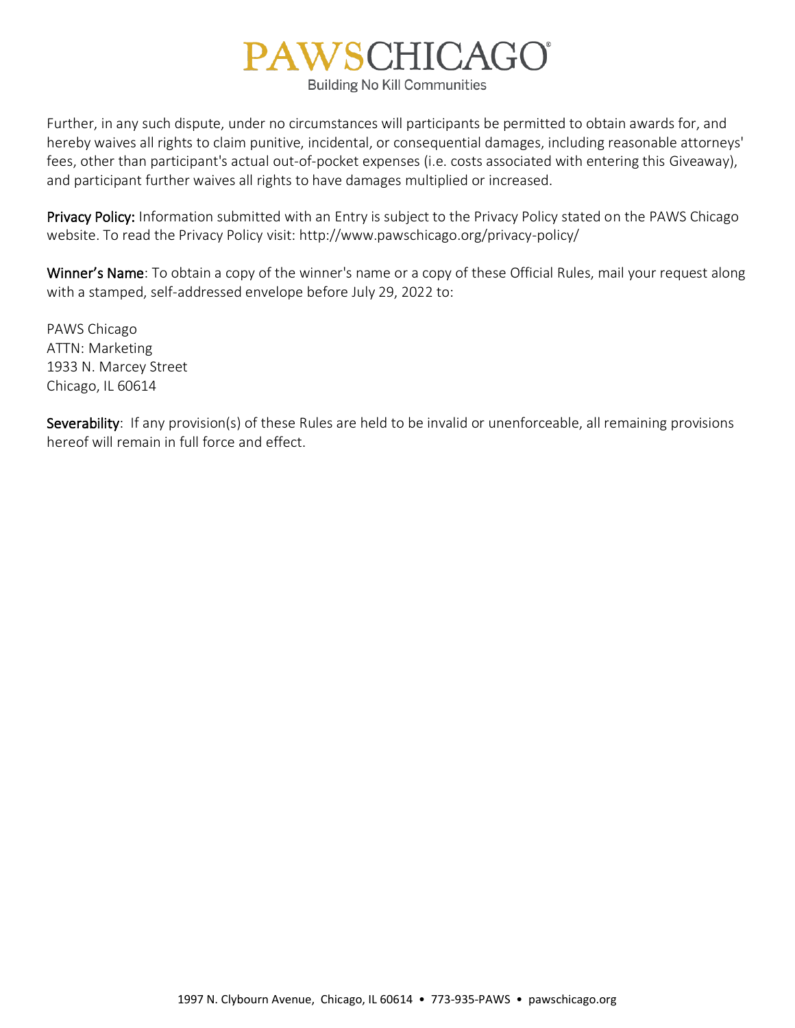Further, in any such dispute, under no circumstances will participants be permitted to obtain awards for, and hereby waives all rights to claim punitive, incidental, or consequential damages, including reasonable attorneys' fees, other than participant's actual out-of-pocket expenses (i.e. costs associated with entering this Giveaway), and participant further waives all rights to have damages multiplied or increased.

**Privacy Policy:** Information submitted with an Entry is subject to the Privacy Policy stated on the PAWS Chicago website. To read the Privacy Policy visit: http://www.pawschicago.org/privacy-policy/

**Winner's Name**: To obtain a copy of the winner's name or a copy of these Official Rules, mail your request along with a stamped, self-addressed envelope before July 29, 2022 to:

PAWS Chicago
ATTN: Marketing
1933 N. Marcey Street
Chicago, IL 60614

**Severability**: If any provision(s) of these Rules are held to be invalid or unenforceable, all remaining provisions hereof will remain in full force and effect.